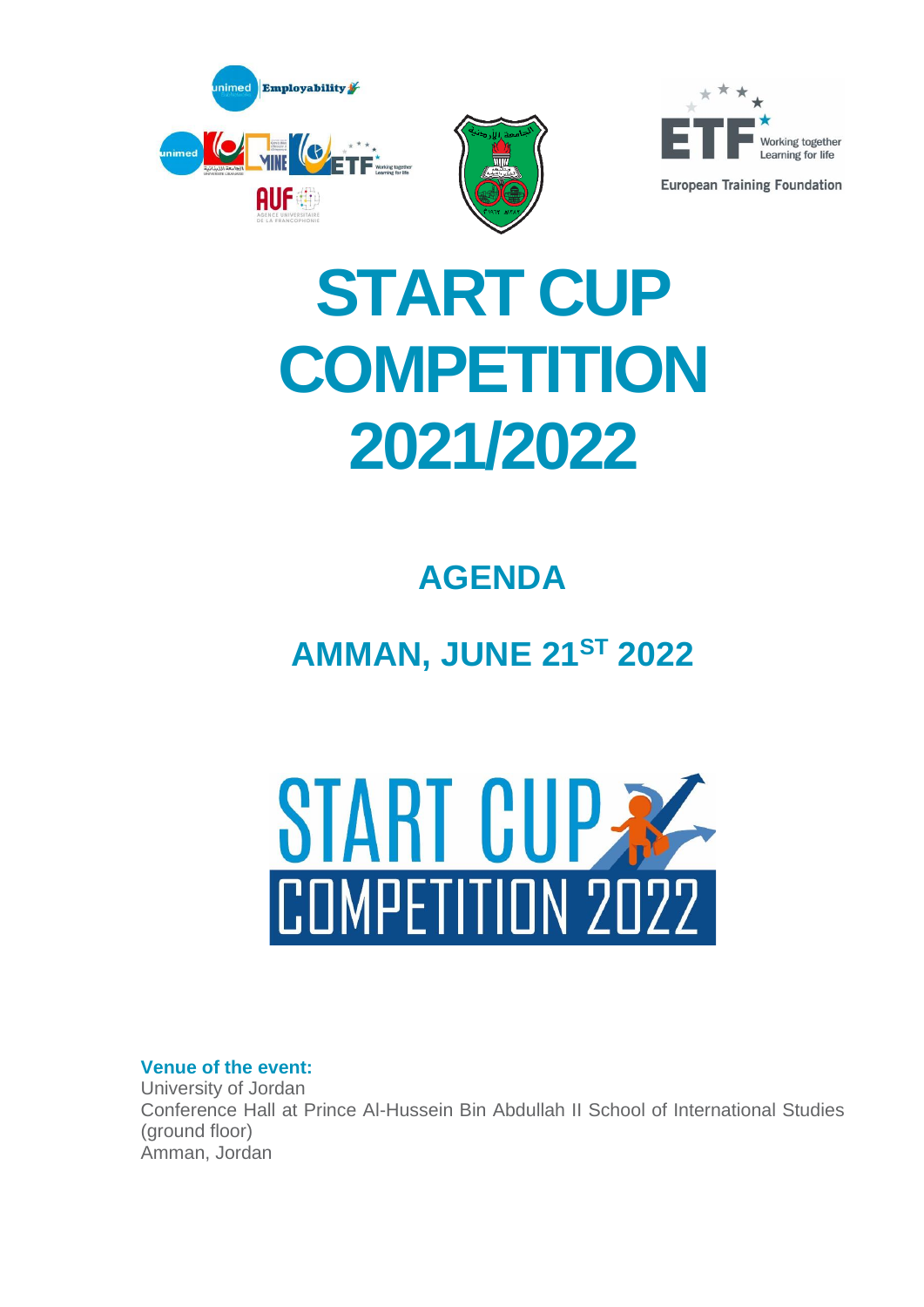# START CUP COMPETITION 2021/2022

## AGENDA

## AMMAN, JUNE 21ST 2022

**Venue of the event:**
University of Jordan
Conference Hall at Prince Al-Hussein Bin Abdullah II School of International Studies (ground floor)
Amman, Jordan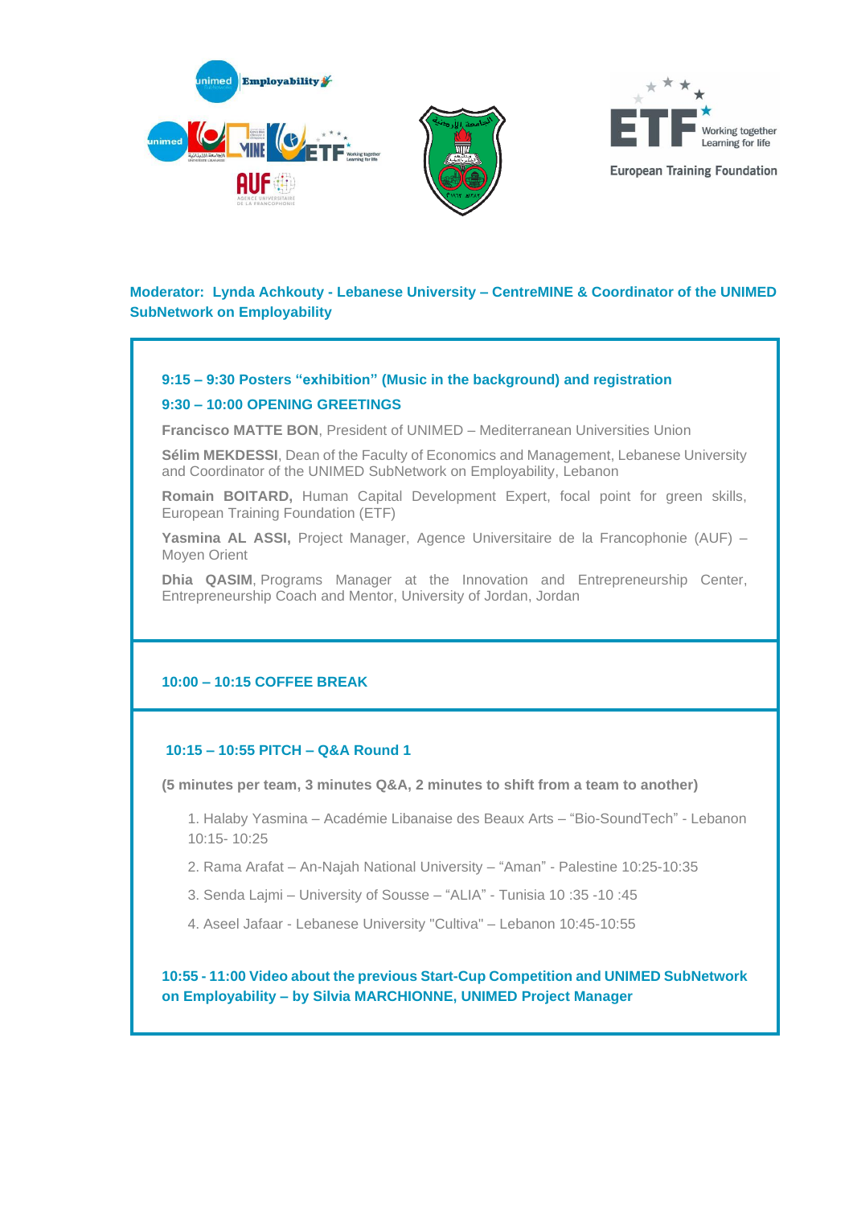**Moderator: Lynda Achkouty - Lebanese University – CentreMINE & Coordinator of the UNIMED SubNetwork on Employability**

**9:15 – 9:30 Posters "exhibition" (Music in the background) and registration**

**9:30 – 10:00 OPENING GREETINGS**

**Francisco MATTE BON**, President of UNIMED – Mediterranean Universities Union

**Sélim MEKDESSI**, Dean of the Faculty of Economics and Management, Lebanese University and Coordinator of the UNIMED SubNetwork on Employability, Lebanon

**Romain BOITARD,** Human Capital Development Expert, focal point for green skills, European Training Foundation (ETF)

**Yasmina AL ASSI,** Project Manager, Agence Universitaire de la Francophonie (AUF) – Moyen Orient

**Dhia QASIM**, Programs Manager at the Innovation and Entrepreneurship Center, Entrepreneurship Coach and Mentor, University of Jordan, Jordan

**10:00 – 10:15 COFFEE BREAK**

**10:15 – 10:55 PITCH – Q&A Round 1**

**(5 minutes per team, 3 minutes Q&A, 2 minutes to shift from a team to another)**

1. Halaby Yasmina – Académie Libanaise des Beaux Arts – "Bio-SoundTech" - Lebanon 10:15- 10:25
2. Rama Arafat – An-Najah National University – "Aman" - Palestine 10:25-10:35
3. Senda Lajmi – University of Sousse – "ALIA" - Tunisia 10 :35 -10 :45
4. Aseel Jafaar - Lebanese University "Cultiva" – Lebanon 10:45-10:55

**10:55 - 11:00 Video about the previous Start-Cup Competition and UNIMED SubNetwork on Employability – by Silvia MARCHIONNE, UNIMED Project Manager**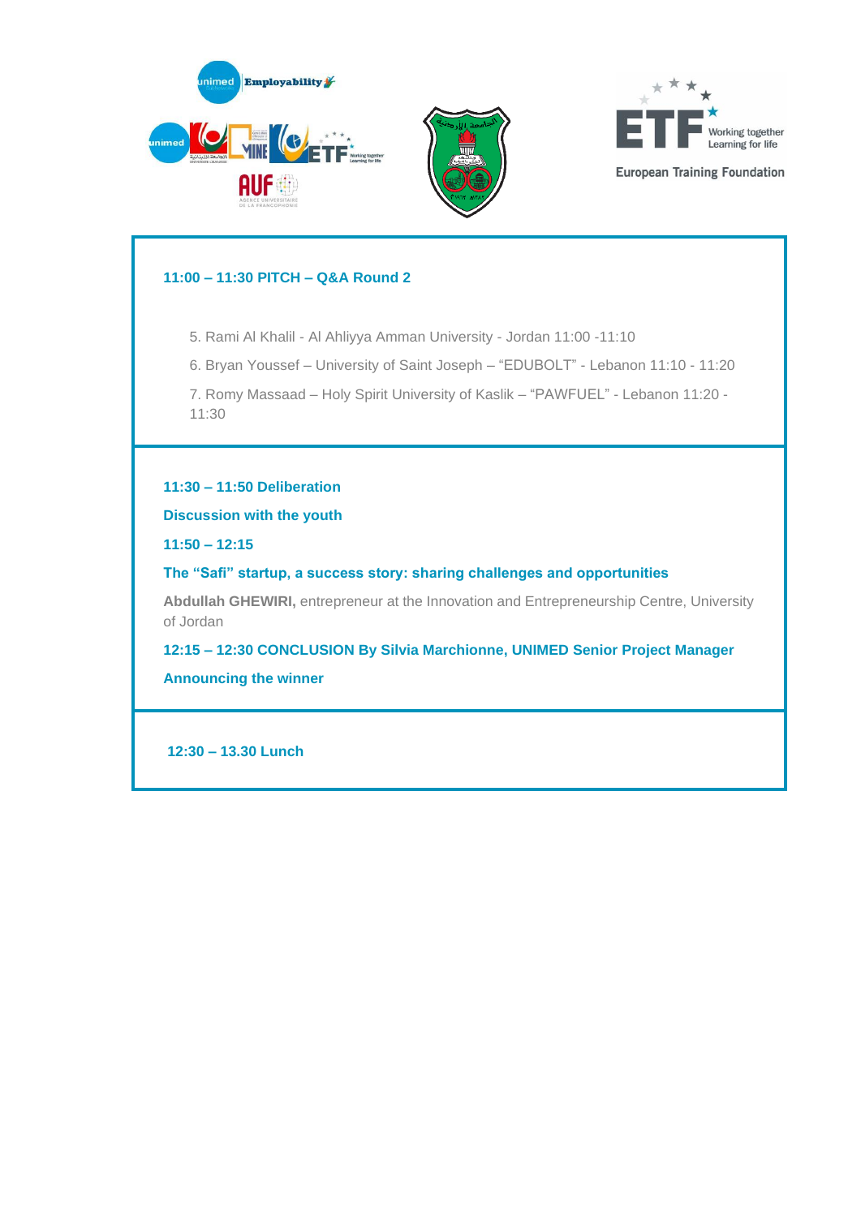**11:00 – 11:30 PITCH – Q&A Round 2**

5. Rami Al Khalil - Al Ahliyya Amman University - Jordan 11:00 -11:10
6. Bryan Youssef – University of Saint Joseph – "EDUBOLT" - Lebanon 11:10 - 11:20
7. Romy Massaad – Holy Spirit University of Kaslik – "PAWFUEL" - Lebanon 11:20 - 11:30

**11:30 – 11:50 Deliberation**

**Discussion with the youth**

**11:50 – 12:15**

**The "Safi" startup, a success story: sharing challenges and opportunities**

**Abdullah GHEWIRI,** entrepreneur at the Innovation and Entrepreneurship Centre, University of Jordan

**12:15 – 12:30 CONCLUSION By Silvia Marchionne, UNIMED Senior Project Manager**

**Announcing the winner**

**12:30 – 13.30 Lunch**